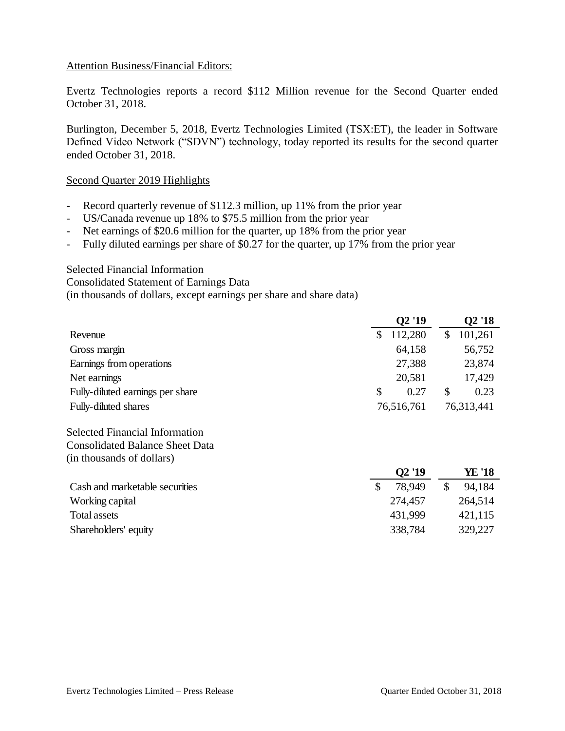Attention Business/Financial Editors:

Evertz Technologies reports a record $112 Million revenue for the Second Quarter ended October 31, 2018.

Burlington, December 5, 2018, Evertz Technologies Limited (TSX:ET), the leader in Software Defined Video Network ("SDVN") technology, today reported its results for the second quarter ended October 31, 2018.

Second Quarter 2019 Highlights

- Record quarterly revenue of $112.3 million, up 11% from the prior year
- US/Canada revenue up 18% to $75.5 million from the prior year
- Net earnings of $20.6 million for the quarter, up 18% from the prior year
- Fully diluted earnings per share of $0.27 for the quarter, up 17% from the prior year

Selected Financial Information
Consolidated Statement of Earnings Data
(in thousands of dollars, except earnings per share and share data)

| | Q2 '19 | Q2 '18 |
|---|---|---|
| Revenue | $ 112,280 | $ 101,261 |
| Gross margin | 64,158 | 56,752 |
| Earnings from operations | 27,388 | 23,874 |
| Net earnings | 20,581 | 17,429 |
| Fully-diluted earnings per share | $ 0.27 | $ 0.23 |
| Fully-diluted shares | 76,516,761 | 76,313,441 |

Selected Financial Information
Consolidated Balance Sheet Data
(in thousands of dollars)

| | Q2 '19 | YE '18 |
|---|---|---|
| Cash and marketable securities | $ 78,949 | $ 94,184 |
| Working capital | 274,457 | 264,514 |
| Total assets | 431,999 | 421,115 |
| Shareholders' equity | 338,784 | 329,227 |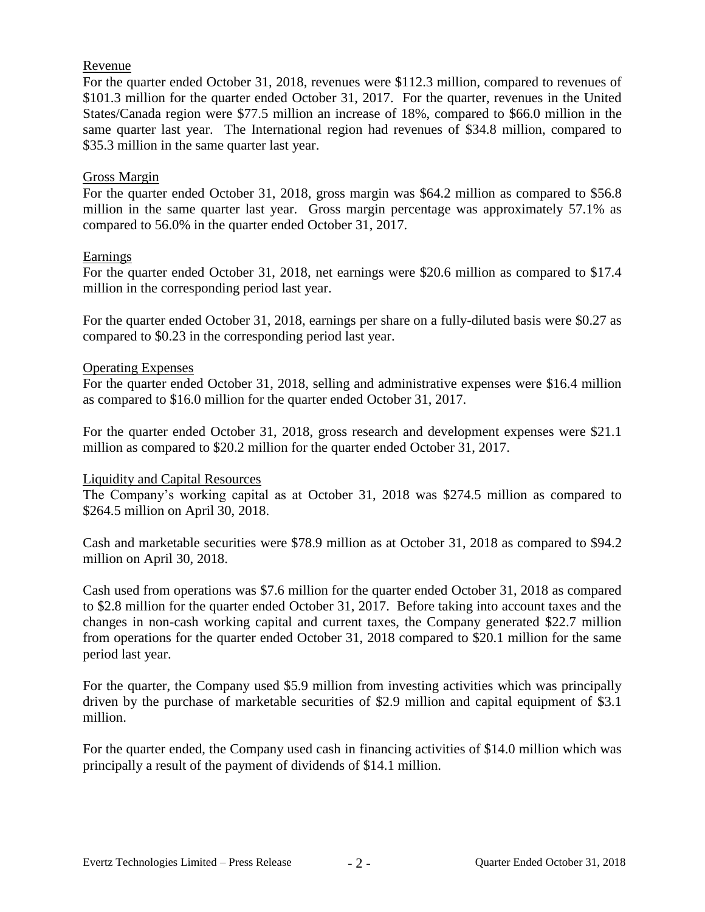## Revenue

For the quarter ended October 31, 2018, revenues were $112.3 million, compared to revenues of $101.3 million for the quarter ended October 31, 2017. For the quarter, revenues in the United States/Canada region were $77.5 million an increase of 18%, compared to $66.0 million in the same quarter last year. The International region had revenues of $34.8 million, compared to $35.3 million in the same quarter last year.

## Gross Margin

For the quarter ended October 31, 2018, gross margin was $64.2 million as compared to $56.8 million in the same quarter last year. Gross margin percentage was approximately 57.1% as compared to 56.0% in the quarter ended October 31, 2017.

## Earnings

For the quarter ended October 31, 2018, net earnings were $20.6 million as compared to $17.4 million in the corresponding period last year.

For the quarter ended October 31, 2018, earnings per share on a fully-diluted basis were $0.27 as compared to $0.23 in the corresponding period last year.

## Operating Expenses

For the quarter ended October 31, 2018, selling and administrative expenses were $16.4 million as compared to $16.0 million for the quarter ended October 31, 2017.

For the quarter ended October 31, 2018, gross research and development expenses were $21.1 million as compared to $20.2 million for the quarter ended October 31, 2017.

## Liquidity and Capital Resources

The Company's working capital as at October 31, 2018 was $274.5 million as compared to $264.5 million on April 30, 2018.

Cash and marketable securities were $78.9 million as at October 31, 2018 as compared to $94.2 million on April 30, 2018.

Cash used from operations was $7.6 million for the quarter ended October 31, 2018 as compared to $2.8 million for the quarter ended October 31, 2017. Before taking into account taxes and the changes in non-cash working capital and current taxes, the Company generated $22.7 million from operations for the quarter ended October 31, 2018 compared to $20.1 million for the same period last year.

For the quarter, the Company used $5.9 million from investing activities which was principally driven by the purchase of marketable securities of $2.9 million and capital equipment of $3.1 million.

For the quarter ended, the Company used cash in financing activities of $14.0 million which was principally a result of the payment of dividends of $14.1 million.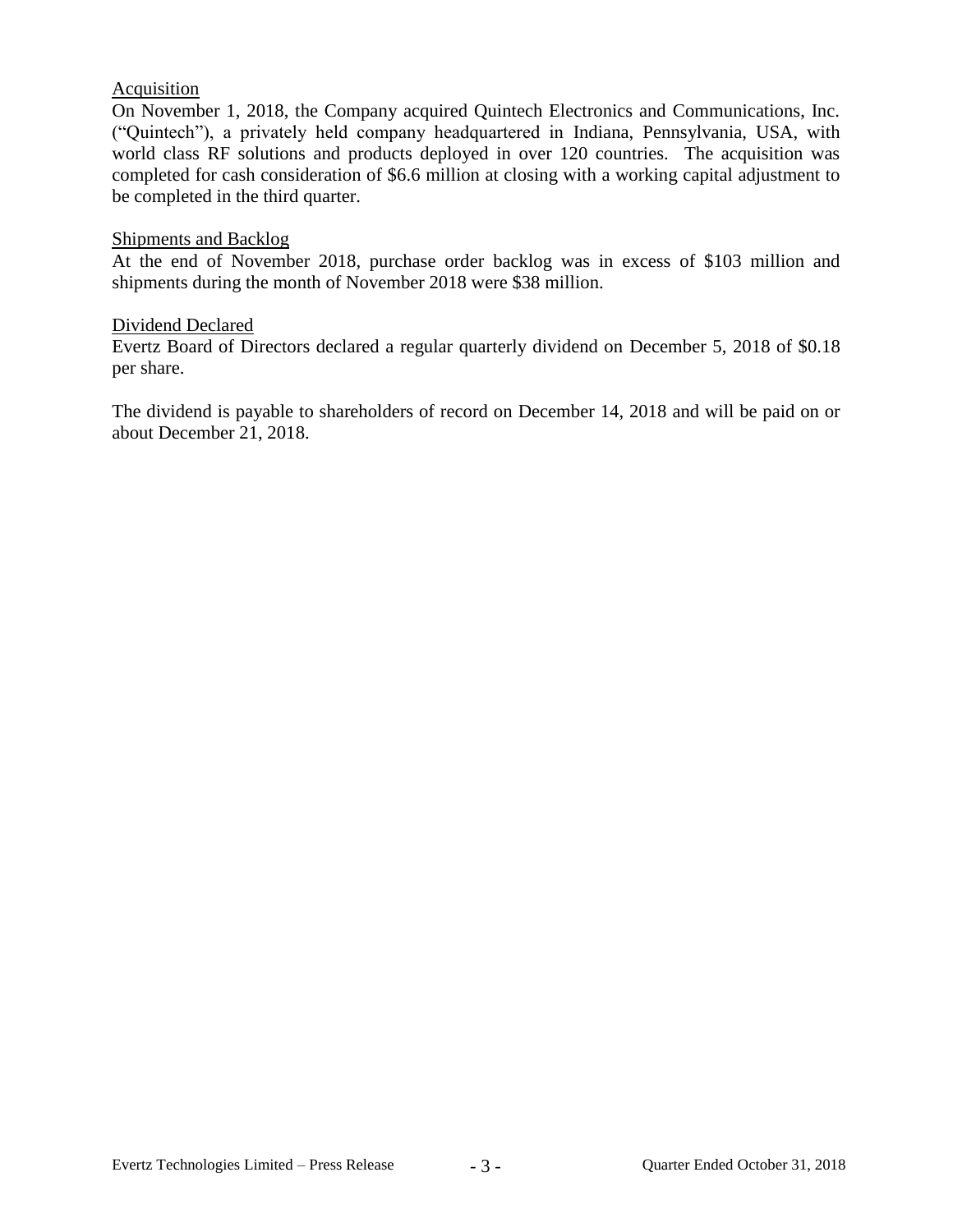## Acquisition

On November 1, 2018, the Company acquired Quintech Electronics and Communications, Inc. ("Quintech"), a privately held company headquartered in Indiana, Pennsylvania, USA, with world class RF solutions and products deployed in over 120 countries. The acquisition was completed for cash consideration of $6.6 million at closing with a working capital adjustment to be completed in the third quarter.

## Shipments and Backlog

At the end of November 2018, purchase order backlog was in excess of $103 million and shipments during the month of November 2018 were $38 million.

## Dividend Declared

Evertz Board of Directors declared a regular quarterly dividend on December 5, 2018 of $0.18 per share.

The dividend is payable to shareholders of record on December 14, 2018 and will be paid on or about December 21, 2018.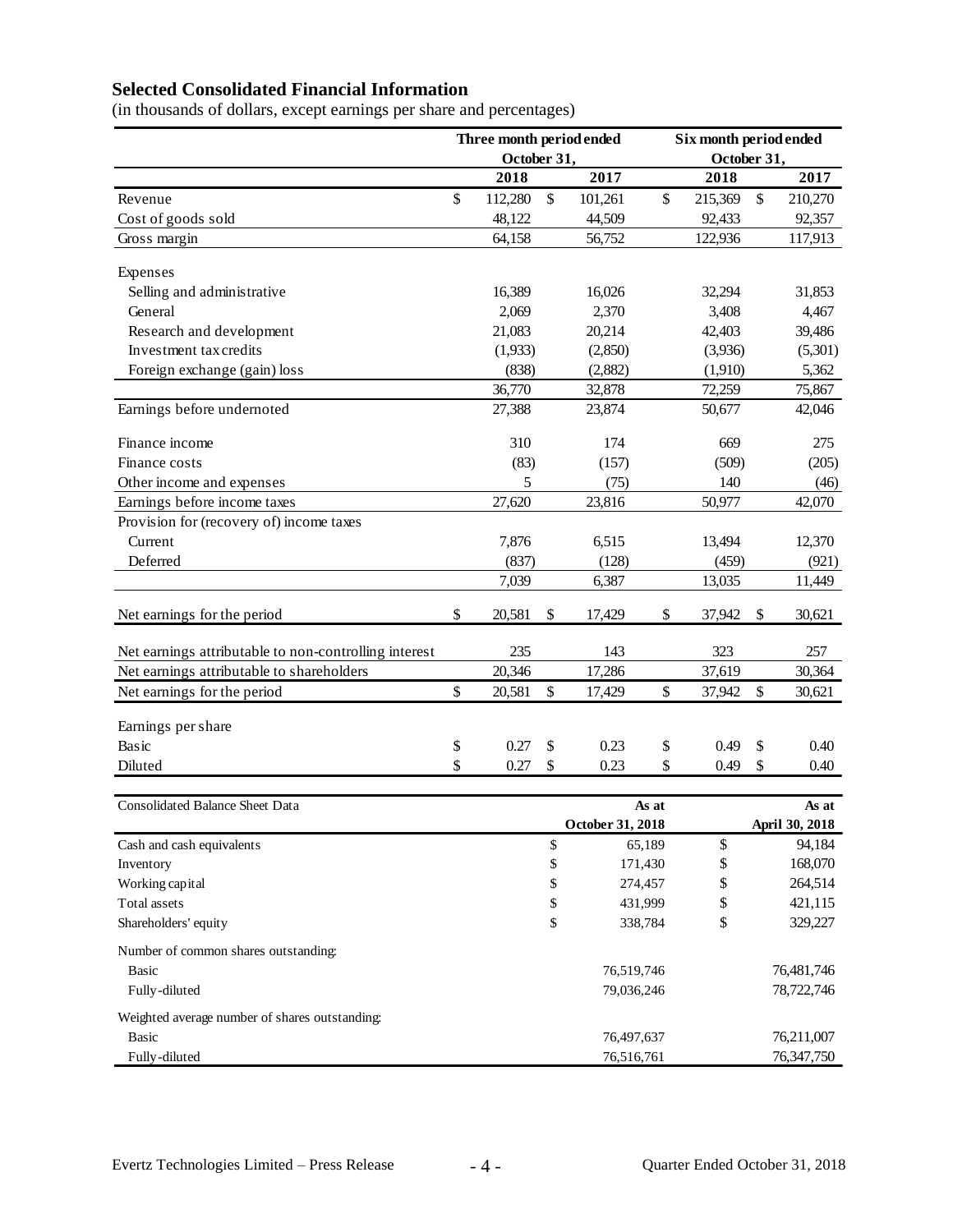## Selected Consolidated Financial Information

(in thousands of dollars, except earnings per share and percentages)

| | Three month period ended October 31, | | Six month period ended October 31, | |
|---|---|---|---|---|
| | 2018 | 2017 | 2018 | 2017 |
| Revenue | $ 112,280 | $ 101,261 | $ 215,369 | $ 210,270 |
| Cost of goods sold | 48,122 | 44,509 | 92,433 | 92,357 |
| Gross margin | 64,158 | 56,752 | 122,936 | 117,913 |
| Expenses | | | | |
| Selling and administrative | 16,389 | 16,026 | 32,294 | 31,853 |
| General | 2,069 | 2,370 | 3,408 | 4,467 |
| Research and development | 21,083 | 20,214 | 42,403 | 39,486 |
| Investment tax credits | (1,933) | (2,850) | (3,936) | (5,301) |
| Foreign exchange (gain) loss | (838) | (2,882) | (1,910) | 5,362 |
| | 36,770 | 32,878 | 72,259 | 75,867 |
| Earnings before undernoted | 27,388 | 23,874 | 50,677 | 42,046 |
| Finance income | 310 | 174 | 669 | 275 |
| Finance costs | (83) | (157) | (509) | (205) |
| Other income and expenses | 5 | (75) | 140 | (46) |
| Earnings before income taxes | 27,620 | 23,816 | 50,977 | 42,070 |
| Provision for (recovery of) income taxes | | | | |
| Current | 7,876 | 6,515 | 13,494 | 12,370 |
| Deferred | (837) | (128) | (459) | (921) |
| | 7,039 | 6,387 | 13,035 | 11,449 |
| Net earnings for the period | $ 20,581 | $ 17,429 | $ 37,942 | $ 30,621 |
| Net earnings attributable to non-controlling interest | 235 | 143 | 323 | 257 |
| Net earnings attributable to shareholders | 20,346 | 17,286 | 37,619 | 30,364 |
| Net earnings for the period | $ 20,581 | $ 17,429 | $ 37,942 | $ 30,621 |
| Earnings per share | | | | |
| Basic | $ 0.27 | $ 0.23 | $ 0.49 | $ 0.40 |
| Diluted | $ 0.27 | $ 0.23 | $ 0.49 | $ 0.40 |

| Consolidated Balance Sheet Data | As at October 31, 2018 | As at April 30, 2018 |
|---|---|---|
| Cash and cash equivalents | $ 65,189 | $ 94,184 |
| Inventory | $ 171,430 | $ 168,070 |
| Working capital | $ 274,457 | $ 264,514 |
| Total assets | $ 431,999 | $ 421,115 |
| Shareholders' equity | $ 338,784 | $ 329,227 |
| Number of common shares outstanding: | | |
| Basic | 76,519,746 | 76,481,746 |
| Fully-diluted | 79,036,246 | 78,722,746 |
| Weighted average number of shares outstanding: | | |
| Basic | 76,497,637 | 76,211,007 |
| Fully-diluted | 76,516,761 | 76,347,750 |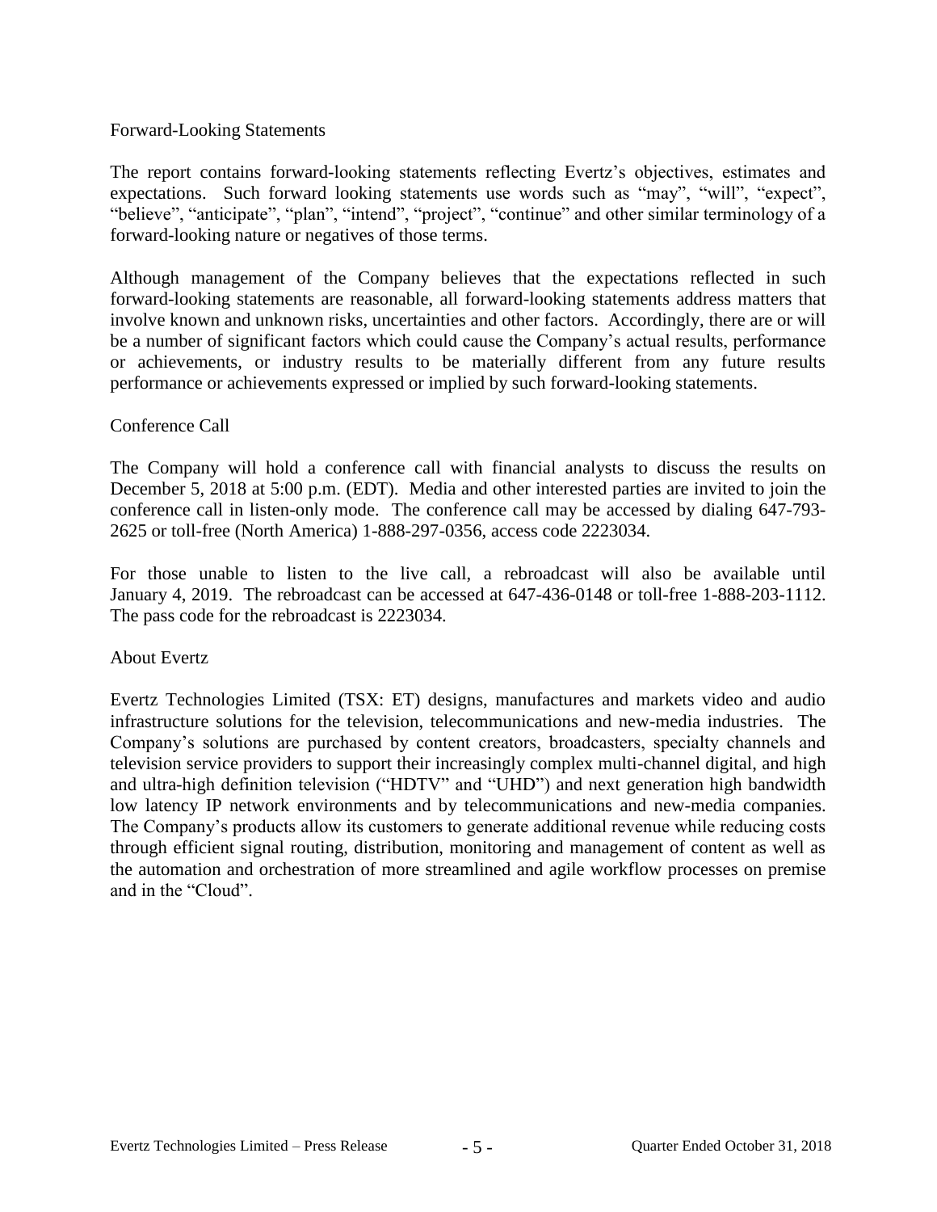## Forward-Looking Statements

The report contains forward-looking statements reflecting Evertz's objectives, estimates and expectations. Such forward looking statements use words such as "may", "will", "expect", "believe", "anticipate", "plan", "intend", "project", "continue" and other similar terminology of a forward-looking nature or negatives of those terms.

Although management of the Company believes that the expectations reflected in such forward-looking statements are reasonable, all forward-looking statements address matters that involve known and unknown risks, uncertainties and other factors. Accordingly, there are or will be a number of significant factors which could cause the Company's actual results, performance or achievements, or industry results to be materially different from any future results performance or achievements expressed or implied by such forward-looking statements.

## Conference Call

The Company will hold a conference call with financial analysts to discuss the results on December 5, 2018 at 5:00 p.m. (EDT). Media and other interested parties are invited to join the conference call in listen-only mode. The conference call may be accessed by dialing 647-793-2625 or toll-free (North America) 1-888-297-0356, access code 2223034.

For those unable to listen to the live call, a rebroadcast will also be available until January 4, 2019. The rebroadcast can be accessed at 647-436-0148 or toll-free 1-888-203-1112. The pass code for the rebroadcast is 2223034.

## About Evertz

Evertz Technologies Limited (TSX: ET) designs, manufactures and markets video and audio infrastructure solutions for the television, telecommunications and new-media industries. The Company's solutions are purchased by content creators, broadcasters, specialty channels and television service providers to support their increasingly complex multi-channel digital, and high and ultra-high definition television ("HDTV" and "UHD") and next generation high bandwidth low latency IP network environments and by telecommunications and new-media companies. The Company's products allow its customers to generate additional revenue while reducing costs through efficient signal routing, distribution, monitoring and management of content as well as the automation and orchestration of more streamlined and agile workflow processes on premise and in the "Cloud".